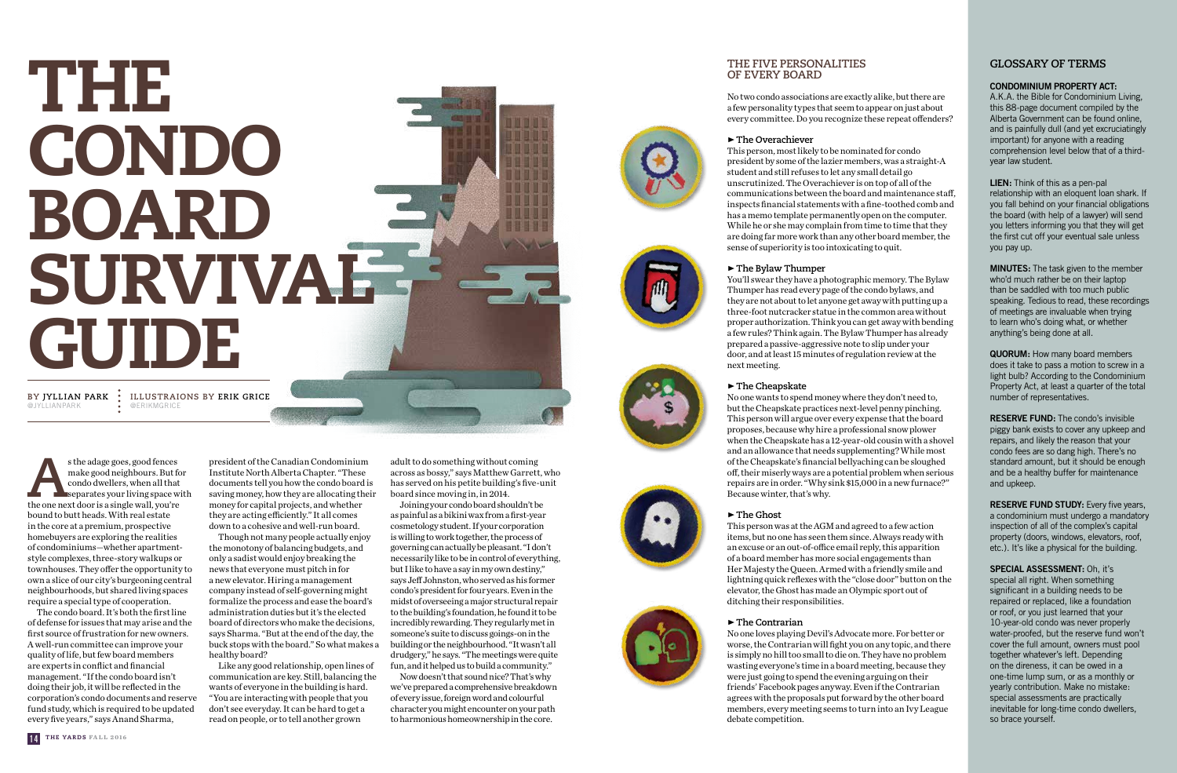# THE CONDO BOARD SURVIVAL GUIDE

BY JYLLIAN PARK @JYLLIANPARK | ILLUSTRAIONS BY ERIK GRICE @ERIKMGRICE

As the adage goes, good fences make good neighbours. But for condo dwellers, when all that separates your living space with the one next door is a single wall, you're bound to butt heads. With real estate in the core at a premium, prospective homebuyers are exploring the realities of condominiums—whether apartment-style complexes, three-story walkups or townhouses. They offer the opportunity to own a slice of our city's burgeoning central neighbourhoods, but shared living spaces require a special type of cooperation.

The condo board. It's both the first line of defense for issues that may arise and the first source of frustration for new owners. A well-run committee can improve your quality of life, but few board members are experts in conflict and financial management. "If the condo board isn't doing their job, it will be reflected in the corporation's condo documents and reserve fund study, which is required to be updated every five years," says Anand Sharma, president of the Canadian Condominium Institute North Alberta Chapter. "These documents tell you how the condo board is saving money, how they are allocating their money for capital projects, and whether they are acting efficiently." It all comes down to a cohesive and well-run board.

Though not many people actually enjoy the monotony of balancing budgets, and only a sadist would enjoy breaking the news that everyone must pitch in for a new elevator. Hiring a management company instead of self-governing might formalize the process and ease the board's administration duties but it's the elected board of directors who make the decisions, says Sharma. "But at the end of the day, the buck stops with the board." So what makes a healthy board?

Like any good relationship, open lines of communication are key. Still, balancing the wants of everyone in the building is hard. "You are interacting with people that you don't see everyday. It can be hard to get a read on people, or to tell another grown adult to do something without coming across as bossy," says Matthew Garrett, who has served on his petite building's five-unit board since moving in, in 2014.

Joining your condo board shouldn't be as painful as a bikini wax from a first-year cosmetology student. If your corporation is willing to work together, the process of governing can actually be pleasant. "I don't necessarily like to be in control of everything, but I like to have a say in my own destiny," says Jeff Johnston, who served as his former condo's president for four years. Even in the midst of overseeing a major structural repair to the building's foundation, he found it to be incredibly rewarding. They regularly met in someone's suite to discuss goings-on in the building or the neighbourhood. "It wasn't all drudgery," he says. "The meetings were quite fun, and it helped us to build a community."

Now doesn't that sound nice? That's why we've prepared a comprehensive breakdown of every issue, foreign word and colourful character you might encounter on your path to harmonious homeownership in the core.

## THE FIVE PERSONALITIES OF EVERY BOARD

No two condo associations are exactly alike, but there are a few personality types that seem to appear on just about every committee. Do you recognize these repeat offenders?

### ► The Overachiever

This person, most likely to be nominated for condo president by some of the lazier members, was a straight-A student and still refuses to let any small detail go unscrutinized. The Overachiever is on top of all of the communications between the board and maintenance staff, inspects financial statements with a fine-toothed comb and has a memo template permanently open on the computer. While he or she may complain from time to time that they are doing far more work than any other board member, the sense of superiority is too intoxicating to quit.

### ► The Bylaw Thumper

You'll swear they have a photographic memory. The Bylaw Thumper has read every page of the condo bylaws, and they are not about to let anyone get away with putting up a three-foot nutcracker statue in the common area without proper authorization. Think you can get away with bending a few rules? Think again. The Bylaw Thumper has already prepared a passive-aggressive note to slip under your door, and at least 15 minutes of regulation review at the next meeting.

### ► The Cheapskate

No one wants to spend money where they don't need to, but the Cheapskate practices next-level penny pinching. This person will argue over every expense that the board proposes, because why hire a professional snow plower when the Cheapskate has a 12-year-old cousin with a shovel and an allowance that needs supplementing? While most of the Cheapskate's financial bellyaching can be sloughed off, their miserly ways are a potential problem when serious repairs are in order. "Why sink $15,000 in a new furnace?" Because winter, that's why.

### ► The Ghost

This person was at the AGM and agreed to a few action items, but no one has seen them since. Always ready with an excuse or an out-of-office email reply, this apparition of a board member has more social engagements than Her Majesty the Queen. Armed with a friendly smile and lightning quick reflexes with the "close door" button on the elevator, the Ghost has made an Olympic sport out of ditching their responsibilities.

### ► The Contrarian

No one loves playing Devil's Advocate more. For better or worse, the Contrarian will fight you on any topic, and there is simply no hill too small to die on. They have no problem wasting everyone's time in a board meeting, because they were just going to spend the evening arguing on their friends' Facebook pages anyway. Even if the Contrarian agrees with the proposals put forward by the other board members, every meeting seems to turn into an Ivy League debate competition.

## GLOSSARY OF TERMS

**CONDOMINIUM PROPERTY ACT:** A.K.A. the Bible for Condominium Living, this 88-page document compiled by the Alberta Government can be found online, and is painfully dull (and yet excruciatingly important) for anyone with a reading comprehension level below that of a third-year law student.

**LIEN:** Think of this as a pen-pal relationship with an eloquent loan shark. If you fall behind on your financial obligations the board (with help of a lawyer) will send you letters informing you that they will get the first cut off your eventual sale unless you pay up.

**MINUTES:** The task given to the member who'd much rather be on their laptop than be saddled with too much public speaking. Tedious to read, these recordings of meetings are invaluable when trying to learn who's doing what, or whether anything's being done at all.

**QUORUM:** How many board members does it take to pass a motion to screw in a light bulb? According to the Condominium Property Act, at least a quarter of the total number of representatives.

**RESERVE FUND:** The condo's invisible piggy bank exists to cover any upkeep and repairs, and likely the reason that your condo fees are so dang high. There's no standard amount, but it should be enough and be a healthy buffer for maintenance and upkeep.

**RESERVE FUND STUDY:** Every five years, a condominium must undergo a mandatory inspection of all of the complex's capital property (doors, windows, elevators, roof, etc.). It's like a physical for the building.

**SPECIAL ASSESSMENT:** Oh, it's special all right. When something significant in a building needs to be repaired or replaced, like a foundation or roof, or you just learned that your 10-year-old condo was never properly water-proofed, but the reserve fund won't cover the full amount, owners must pool together whatever's left. Depending on the direness, it can be owed in a one-time lump sum, or as a monthly or yearly contribution. Make no mistake: special assessments are practically inevitable for long-time condo dwellers, so brace yourself.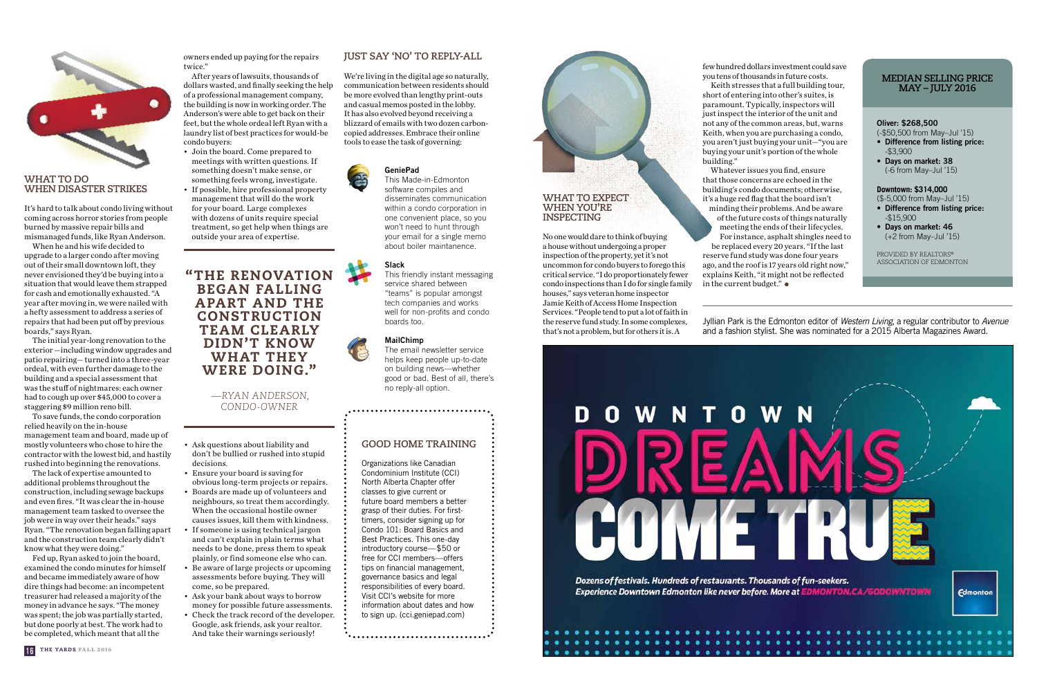## WHAT TO DO WHEN DISASTER STRIKES

It's hard to talk about condo living without coming across horror stories from people burned by massive repair bills and mismanaged funds, like Ryan Anderson.

When he and his wife decided to upgrade to a larger condo after moving out of their small downtown loft, they never envisioned they'd be buying into a situation that would leave them strapped for cash and emotionally exhausted. "A year after moving in, we were nailed with a hefty assessment to address a series of repairs that had been put off by previous boards," says Ryan.

The initial year-long renovation to the exterior —including window upgrades and patio repairing— turned into a three-year ordeal, with even further damage to the building and a special assessment that was the stuff of nightmares: each owner had to cough up over $45,000 to cover a staggering $9 million reno bill.

To save funds, the condo corporation relied heavily on the in-house management team and board, made up of mostly volunteers who chose to hire the contractor with the lowest bid, and hastily rushed into beginning the renovations.

The lack of expertise amounted to additional problems throughout the construction, including sewage backups and even fires. "It was clear the in-house management team tasked to oversee the job were in way over their heads." says Ryan. "The renovation began falling apart and the construction team clearly didn't know what they were doing."

Fed up, Ryan asked to join the board, examined the condo minutes for himself and became immediately aware of how dire things had become: an incompetent treasurer had released a majority of the money in advance he says. "The money was spent; the job was partially started, but done poorly at best. The work had to be completed, which meant that all the owners ended up paying for the repairs twice."

After years of lawsuits, thousands of dollars wasted, and finally seeking the help of a professional management company, the building is now in working order. The Anderson's were able to get back on their feet, but the whole ordeal left Ryan with a laundry list of best practices for would-be condo buyers:

- Join the board. Come prepared to meetings with written questions. If something doesn't make sense, or something feels wrong, investigate.
- If possible, hire professional property management that will do the work for your board. Large complexes with dozens of units require special treatment, so get help when things are outside your area of expertise.
- Ask questions about liability and don't be bullied or rushed into stupid decisions.
- Ensure your board is saving for obvious long-term projects or repairs.
- Boards are made up of volunteers and neighbours, so treat them accordingly. When the occasional hostile owner causes issues, kill them with kindness.
- If someone is using technical jargon and can't explain in plain terms what needs to be done, press them to speak plainly, or find someone else who can.
- Be aware of large projects or upcoming assessments before buying. They will come, so be prepared.
- Ask your bank about ways to borrow money for possible future assessments.
- Check the track record of the developer. Google, ask friends, ask your realtor. And take their warnings seriously!

> **"THE RENOVATION BEGAN FALLING APART AND THE CONSTRUCTION TEAM CLEARLY DIDN'T KNOW WHAT THEY WERE DOING."**
>
> *—RYAN ANDERSON, CONDO-OWNER*

## JUST SAY 'NO' TO REPLY-ALL

We're living in the digital age so naturally, communication between residents should be more evolved than lengthy print-outs and casual memos posted in the lobby. It has also evolved beyond receiving a blizzard of emails with two dozen carbon-copied addresses. Embrace their online tools to ease the task of governing:

**GeniePad**
This Made-in-Edmonton software compiles and disseminates communication within a condo corporation in one convenient place, so you won't need to hunt through your email for a single memo about boiler maintenance.

**Slack**
This friendly instant messaging service shared between "teams" is popular amongst tech companies and works well for non-profits and condo boards too.

**MailChimp**
The email newsletter service helps keep people up-to-date on building news—whether good or bad. Best of all, there's no reply-all option.

### GOOD HOME TRAINING

Organizations like Canadian Condominium Institute (CCI) North Alberta Chapter offer classes to give current or future board members a better grasp of their duties. For first-timers, consider signing up for Condo 101: Board Basics and Best Practices. This one-day introductory course—$50 or free for CCI members—offers tips on financial management, governance basics and legal responsibilities of every board. Visit CCI's website for more information about dates and how to sign up. (cci.geniepad.com)

## WHAT TO EXPECT WHEN YOU'RE INSPECTING

No one would dare to think of buying a house without undergoing a proper inspection of the property, yet it's not uncommon for condo buyers to forego this critical service. "I do proportionately fewer condo inspections than I do for single family houses," says veteran home inspector Jamie Keith of Access Home Inspection Services. "People tend to put a lot of faith in the reserve fund study. In some complexes, that's not a problem, but for others it is. A few hundred dollars investment could save you tens of thousands in future costs.

Keith stresses that a full building tour, short of entering into other's suites, is paramount. Typically, inspectors will just inspect the interior of the unit and not any of the common areas, but, warns Keith, when you are purchasing a condo, you aren't just buying your unit—"you are buying your unit's portion of the whole building."

Whatever issues you find, ensure that those concerns are echoed in the building's condo documents; otherwise, it's a huge red flag that the board isn't minding their problems. And be aware of the future costs of things naturally meeting the ends of their lifecycles. For instance, asphalt shingles need to be replaced every 20 years. "If the last reserve fund study was done four years ago, and the roof is 17 years old right now," explains Keith, "it might not be reflected in the current budget." ●

### MEDIAN SELLING PRICE MAY – JULY 2016

**Oliver: $268,500**
(-$50,500 from May–Jul '15)
- **Difference from listing price:** -$3,900
- **Days on market: 38** (-6 from May–Jul '15)

**Downtown: $314,000**
($-5,000 from May–Jul '15)
- **Difference from listing price:** -$15,900
- **Days on market: 46** (+2 from May–Jul '15)

PROVIDED BY REALTORS® ASSOCIATION OF EDMONTON

Jyllian Park is the Edmonton editor of *Western Living*, a regular contributor to *Avenue* and a fashion stylist. She was nominated for a 2015 Alberta Magazines Award.

DOWNTOWN DREAMS COME TRUE

*Dozens of festivals. Hundreds of restaurants. Thousands of fun-seekers. Experience Downtown Edmonton like never before. More at EDMONTON.CA/GODOWNTOWN*

Edmonton